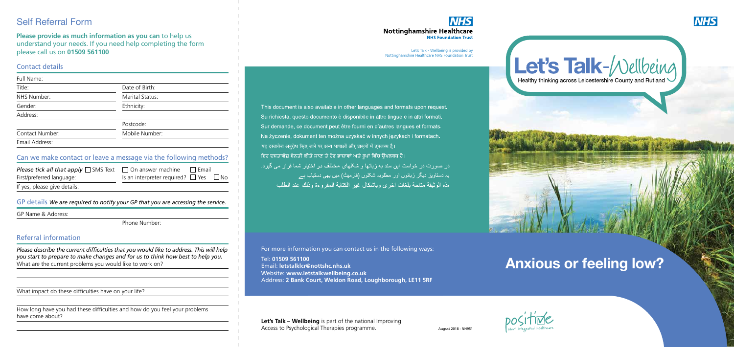# Self Referral Form

**Please provide as much information as you can** to help us understand your needs. If you need help completing the form please call us on **01509 561100**.

## Contact details

| | |
|---|---|
| Full Name: | |
| Title: | Date of Birth: |
| NHS Number: | Marital Status: |
| Gender: | Ethnicity: |
| Address: | |
| | Postcode: |
| Contact Number: | Mobile Number: |
| Email Address: | |

## Can we make contact or leave a message via the following methods?

*Please tick all that apply* ☐ SMS Text ☐ On answer machine ☐ Email

First/preferred language: Is an interpreter required? ☐ Yes ☐ No

If yes, please give details:

## GP details *We are required to notify your GP that you are accessing the service.*

GP Name & Address:

Phone Number:

## Referral information

*Please describe the current difficulties that you would like to address. This will help you start to prepare to make changes and for us to think how best to help you.*

What are the current problems you would like to work on?

What impact do these difficulties have on your life?

How long have you had these difficulties and how do you feel your problems have come about?

---

NHS Nottinghamshire Healthcare NHS Foundation Trust

Let's Talk - Wellbeing is provided by Nottinghamshire Healthcare NHS Foundation Trust

This document is also available in other languages and formats upon request.
Su richiesta, questo documento è disponibile in altre lingue e in altri formati.
Sur demande, ce document peut être fourni en d'autres langues et formats.
Na życzenie, dokument ten można uzyskać w innych językach i formatach.
यह दस्तावेज़ अनुरोध किए जाने पर अन्य भाषाओं और प्रारूपों में उपलब्ध है।
ਇਹ ਦਸਤਾਵੇਜ਼ ਬੇਨਤੀ ਕੀਤੇ ਜਾਣ ਤੇ ਹੋਰ ਭਾਸ਼ਾਵਾਂ ਅਤੇ ਰੂਪਾਂ ਵਿੱਚ ਉਪਲਬਧ ਹੈ।
در صورت در خواست این سند به زبانها و شکلهای مختلف در اختیار شما قرار می گیرد.
یہ دستاویز دیگر زبانوں اور مطلوبہ شکلوں (فارمیٹ) میں بھی دستیاب ہے
هذه الوثيقة متاحة بلغات اخرى وباشكال غير الكتابة المقروءة وذلك عند الطلب

For more information you can contact us in the following ways:

Tel: **01509 561100**
Email: **letstalklcr@nottshc.nhs.uk**
Website: **www.letstalkwellbeing.co.uk**
Address: **2 Bank Court, Weldon Road, Loughborough, LE11 5RF**

**Let's Talk – Wellbeing** is part of the national Improving Access to Psychological Therapies programme.

August 2018 - NH951

---

NHS

# Let's Talk-Wellbeing

Healthy thinking across Leicestershire County and Rutland

# Anxious or feeling low?

positive about integrated healthcare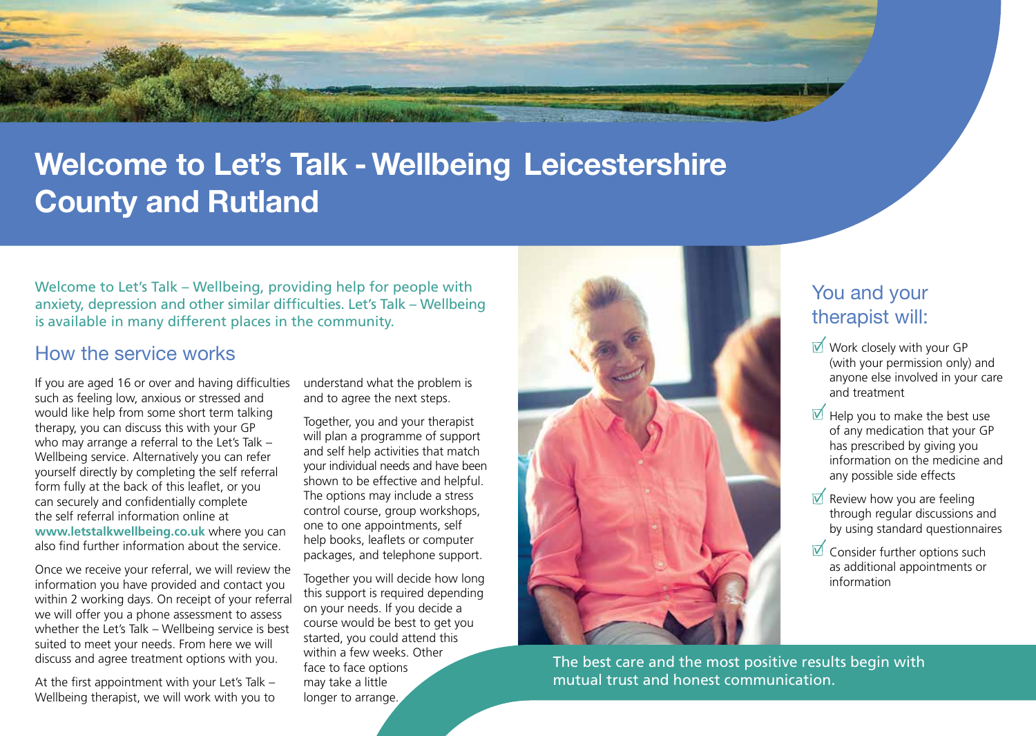# Welcome to Let's Talk - Wellbeing Leicestershire County and Rutland

Welcome to Let's Talk – Wellbeing, providing help for people with anxiety, depression and other similar difficulties. Let's Talk – Wellbeing is available in many different places in the community.

## How the service works

If you are aged 16 or over and having difficulties such as feeling low, anxious or stressed and would like help from some short term talking therapy, you can discuss this with your GP who may arrange a referral to the Let's Talk – Wellbeing service. Alternatively you can refer yourself directly by completing the self referral form fully at the back of this leaflet, or you can securely and confidentially complete the self referral information online at **www.letstalkwellbeing.co.uk** where you can also find further information about the service.

Once we receive your referral, we will review the information you have provided and contact you within 2 working days. On receipt of your referral we will offer you a phone assessment to assess whether the Let's Talk – Wellbeing service is best suited to meet your needs. From here we will discuss and agree treatment options with you.

At the first appointment with your Let's Talk – Wellbeing therapist, we will work with you to understand what the problem is and to agree the next steps.

Together, you and your therapist will plan a programme of support and self help activities that match your individual needs and have been shown to be effective and helpful. The options may include a stress control course, group workshops, one to one appointments, self help books, leaflets or computer packages, and telephone support.

Together you will decide how long this support is required depending on your needs. If you decide a course would be best to get you started, you could attend this within a few weeks. Other face to face options may take a little longer to arrange.

## You and your therapist will:

- ☑ Work closely with your GP (with your permission only) and anyone else involved in your care and treatment
- ☑ Help you to make the best use of any medication that your GP has prescribed by giving you information on the medicine and any possible side effects
- ☑ Review how you are feeling through regular discussions and by using standard questionnaires
- ☑ Consider further options such as additional appointments or information

The best care and the most positive results begin with mutual trust and honest communication.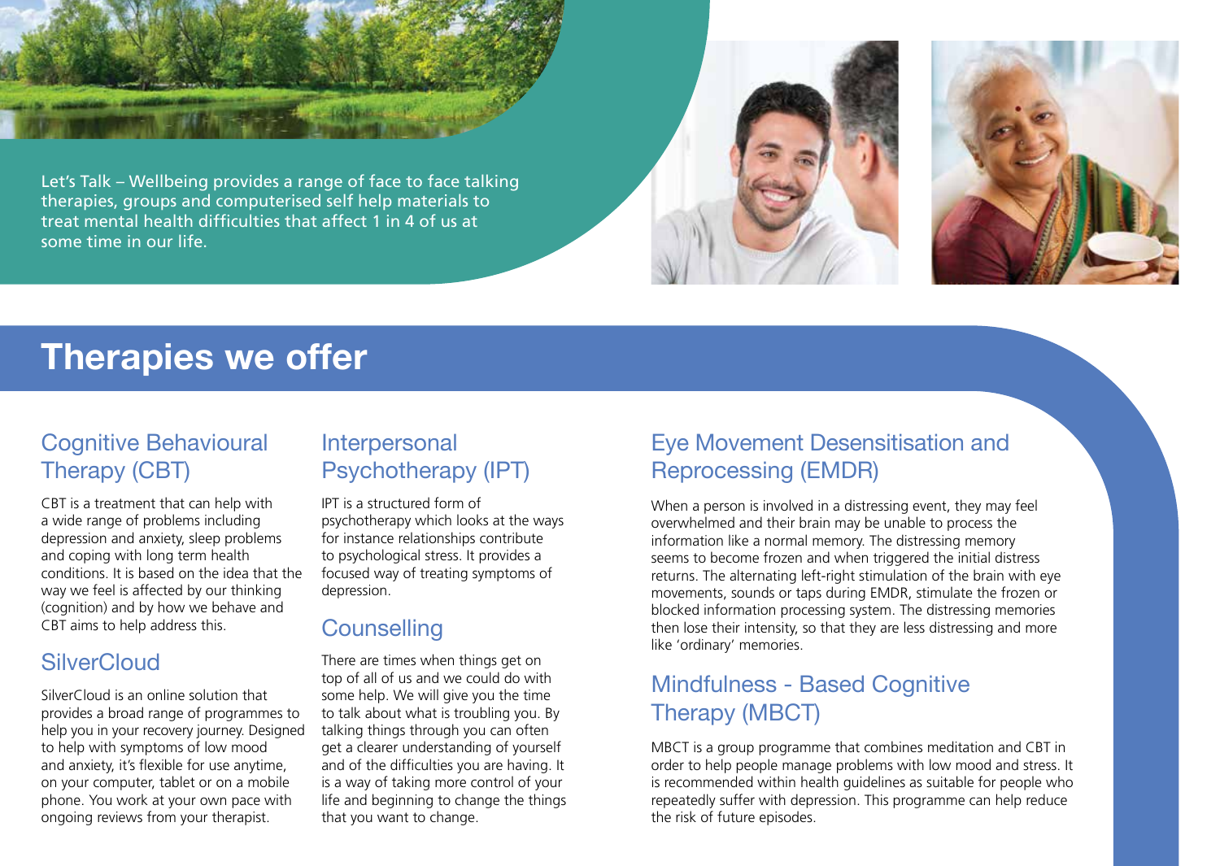Let's Talk – Wellbeing provides a range of face to face talking therapies, groups and computerised self help materials to treat mental health difficulties that affect 1 in 4 of us at some time in our life.

# Therapies we offer

## Cognitive Behavioural Therapy (CBT)

CBT is a treatment that can help with a wide range of problems including depression and anxiety, sleep problems and coping with long term health conditions. It is based on the idea that the way we feel is affected by our thinking (cognition) and by how we behave and CBT aims to help address this.

## SilverCloud

SilverCloud is an online solution that provides a broad range of programmes to help you in your recovery journey. Designed to help with symptoms of low mood and anxiety, it's flexible for use anytime, on your computer, tablet or on a mobile phone. You work at your own pace with ongoing reviews from your therapist.

## Interpersonal Psychotherapy (IPT)

IPT is a structured form of psychotherapy which looks at the ways for instance relationships contribute to psychological stress. It provides a focused way of treating symptoms of depression.

## Counselling

There are times when things get on top of all of us and we could do with some help. We will give you the time to talk about what is troubling you. By talking things through you can often get a clearer understanding of yourself and of the difficulties you are having. It is a way of taking more control of your life and beginning to change the things that you want to change.

## Eye Movement Desensitisation and Reprocessing (EMDR)

When a person is involved in a distressing event, they may feel overwhelmed and their brain may be unable to process the information like a normal memory. The distressing memory seems to become frozen and when triggered the initial distress returns. The alternating left-right stimulation of the brain with eye movements, sounds or taps during EMDR, stimulate the frozen or blocked information processing system. The distressing memories then lose their intensity, so that they are less distressing and more like 'ordinary' memories.

## Mindfulness - Based Cognitive Therapy (MBCT)

MBCT is a group programme that combines meditation and CBT in order to help people manage problems with low mood and stress. It is recommended within health guidelines as suitable for people who repeatedly suffer with depression. This programme can help reduce the risk of future episodes.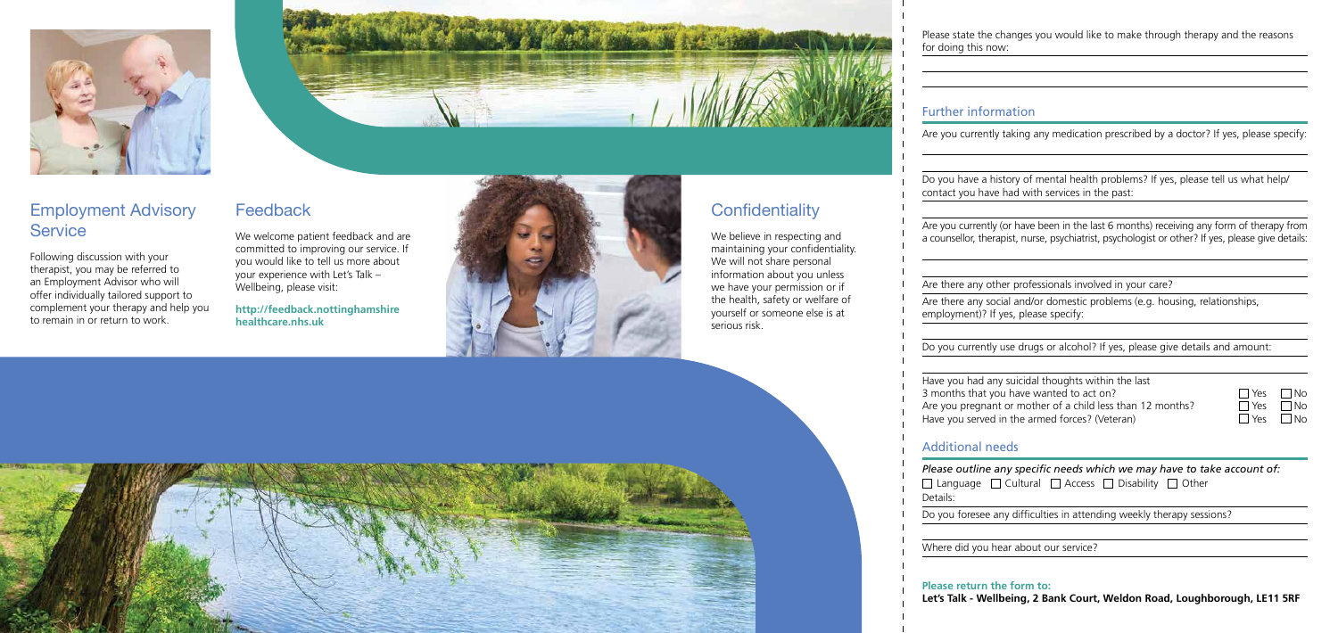## Employment Advisory Service

Following discussion with your therapist, you may be referred to an Employment Advisor who will offer individually tailored support to complement your therapy and help you to remain in or return to work.

## Feedback

We welcome patient feedback and are committed to improving our service. If you would like to tell us more about your experience with Let's Talk – Wellbeing, please visit:

**http://feedback.nottinghamshire healthcare.nhs.uk**

## Confidentiality

We believe in respecting and maintaining your confidentiality. We will not share personal information about you unless we have your permission or if the health, safety or welfare of yourself or someone else is at serious risk.

Please state the changes you would like to make through therapy and the reasons for doing this now:

## Further information

Are you currently taking any medication prescribed by a doctor? If yes, please specify:

Do you have a history of mental health problems? If yes, please tell us what help/contact you have had with services in the past:

Are you currently (or have been in the last 6 months) receiving any form of therapy from a counsellor, therapist, nurse, psychiatrist, psychologist or other? If yes, please give details:

Are there any other professionals involved in your care?

Are there any social and/or domestic problems (e.g. housing, relationships, employment)? If yes, please specify:

Do you currently use drugs or alcohol? If yes, please give details and amount:

Have you had any suicidal thoughts within the last 3 months that you have wanted to act on? ☐ Yes ☐ No

Are you pregnant or mother of a child less than 12 months? ☐ Yes ☐ No

Have you served in the armed forces? (Veteran) ☐ Yes ☐ No

## Additional needs

*Please outline any specific needs which we may have to take account of:*

☐ Language ☐ Cultural ☐ Access ☐ Disability ☐ Other

Details:

Do you foresee any difficulties in attending weekly therapy sessions?

Where did you hear about our service?

**Please return the form to:**
**Let's Talk - Wellbeing, 2 Bank Court, Weldon Road, Loughborough, LE11 5RF**